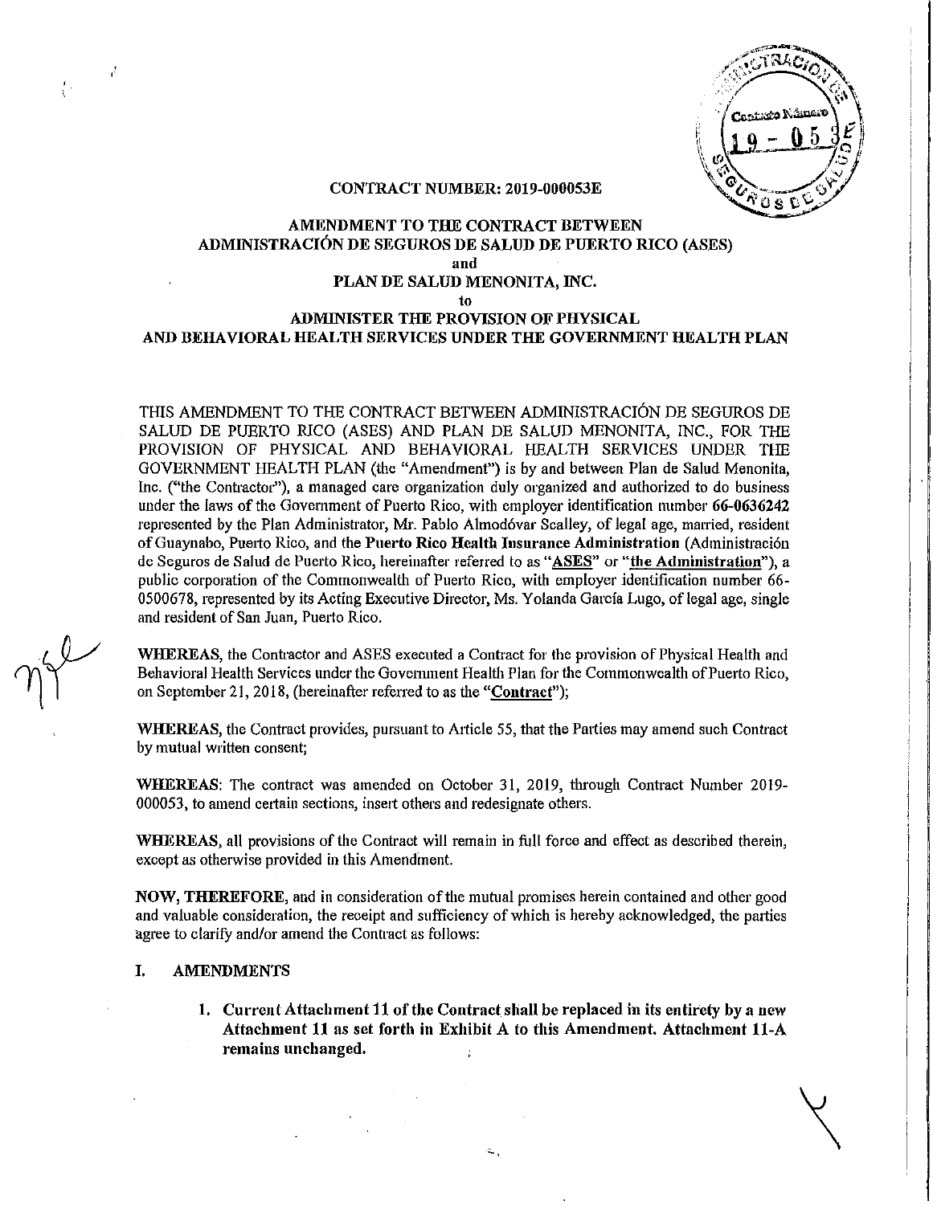**CONTRACT NUMBER: 2019-000053E**

**AMENDMENT TO THE CONTRACT BETWEEN ADMINISTRACIÓN DE SEGUROS DE SALUD DE PUERTO RICO (ASES) and PLAN DE SALUD MENONITA, INC. to ADMINISTER THE PROVISION OF PHYSICAL AND BEHAVIORAL HEALTH SERVICES UNDER THE GOVERNMENT HEALTH PLAN**

THIS AMENDMENT TO THE CONTRACT BETWEEN ADMINISTRACIÓN DE SEGUROS DE SALUD DE PUERTO RICO (ASES) AND PLAN DE SALUD MENONITA, INC., FOR THE PROVISION OF PHYSICAL AND BEHAVIORAL HEALTH SERVICES UNDER THE GOVERNMENT HEALTH PLAN (the "Amendment") is by and between Plan de Salud Menonita, Inc. ("the Contractor"), a managed care organization duly organized and authorized to do business under the laws of the Government of Puerto Rico, with employer identification number **66-0636242** represented by the Plan Administrator, Mr. Pablo Almodóvar Scalley, of legal age, married, resident of Guaynabo, Puerto Rico, and the **Puerto Rico Health Insurance Administration** (Administración de Seguros de Salud de Puerto Rico, hereinafter referred to as "**ASES**" or "**the Administration**"), a public corporation of the Commonwealth of Puerto Rico, with employer identification number 66-0500678, represented by its Acting Executive Director, Ms. Yolanda García Lugo, of legal age, single and resident of San Juan, Puerto Rico.

**WHEREAS**, the Contractor and ASES executed a Contract for the provision of Physical Health and Behavioral Health Services under the Government Health Plan for the Commonwealth of Puerto Rico, on September 21, 2018, (hereinafter referred to as the "**Contract**");

**WHEREAS**, the Contract provides, pursuant to Article 55, that the Parties may amend such Contract by mutual written consent;

**WHEREAS**: The contract was amended on October 31, 2019, through Contract Number 2019-000053, to amend certain sections, insert others and redesignate others.

**WHEREAS**, all provisions of the Contract will remain in full force and effect as described therein, except as otherwise provided in this Amendment.

**NOW, THEREFORE**, and in consideration of the mutual promises herein contained and other good and valuable consideration, the receipt and sufficiency of which is hereby acknowledged, the parties agree to clarify and/or amend the Contract as follows:

## I. AMENDMENTS

1. **Current Attachment 11 of the Contract shall be replaced in its entirety by a new Attachment 11 as set forth in Exhibit A to this Amendment. Attachment 11-A remains unchanged.**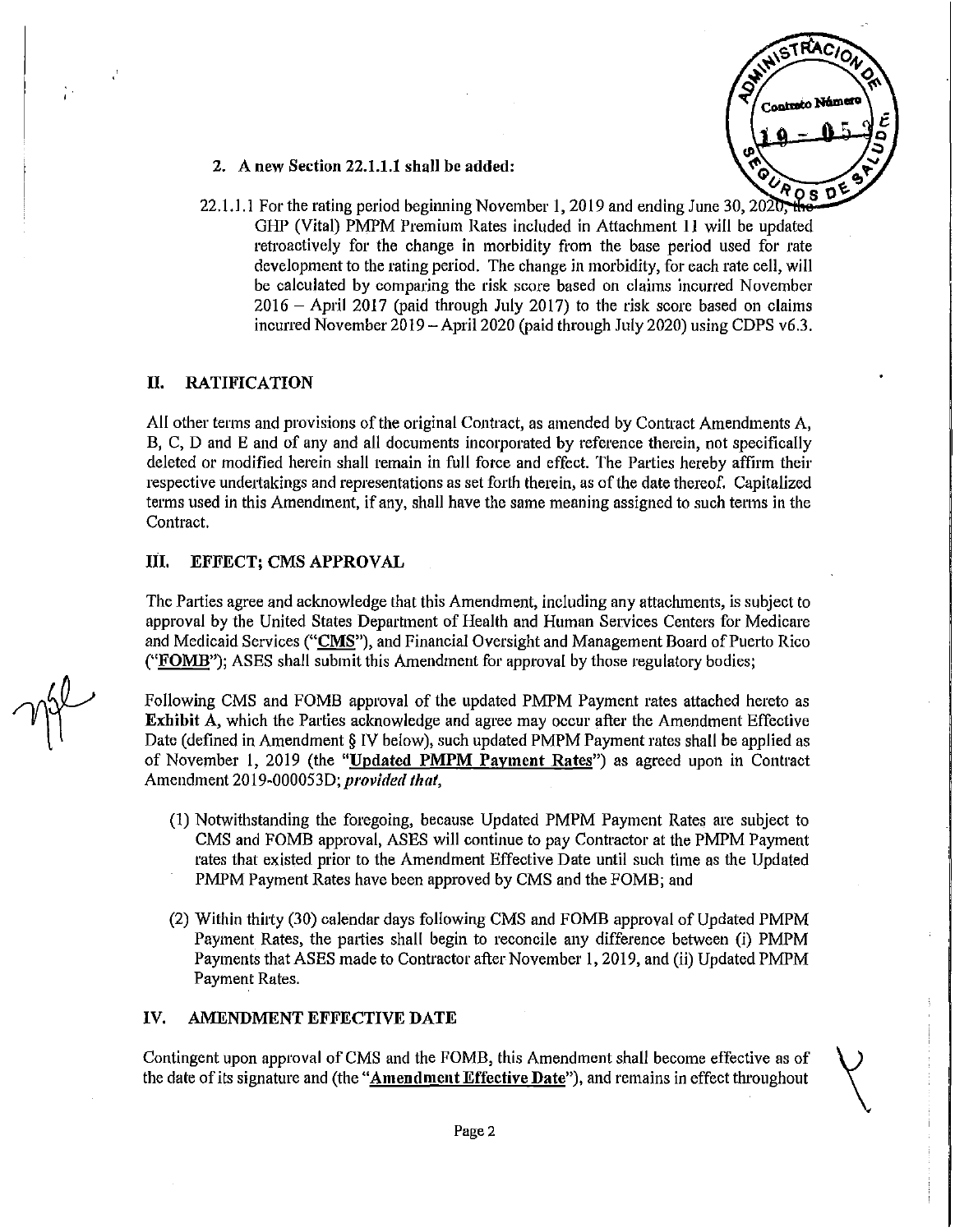2. **A new Section 22.1.1.1 shall be added:**

22.1.1.1 For the rating period beginning November 1, 2019 and ending June 30, 2020, the GHP (Vital) PMPM Premium Rates included in Attachment 11 will be updated retroactively for the change in morbidity from the base period used for rate development to the rating period. The change in morbidity, for each rate cell, will be calculated by comparing the risk score based on claims incurred November 2016 – April 2017 (paid through July 2017) to the risk score based on claims incurred November 2019 – April 2020 (paid through July 2020) using CDPS v6.3.

## II. RATIFICATION

All other terms and provisions of the original Contract, as amended by Contract Amendments A, B, C, D and E and of any and all documents incorporated by reference therein, not specifically deleted or modified herein shall remain in full force and effect. The Parties hereby affirm their respective undertakings and representations as set forth therein, as of the date thereof. Capitalized terms used in this Amendment, if any, shall have the same meaning assigned to such terms in the Contract.

## III. EFFECT; CMS APPROVAL

The Parties agree and acknowledge that this Amendment, including any attachments, is subject to approval by the United States Department of Health and Human Services Centers for Medicare and Medicaid Services ("**CMS**"), and Financial Oversight and Management Board of Puerto Rico ("**FOMB**"); ASES shall submit this Amendment for approval by those regulatory bodies;

Following CMS and FOMB approval of the updated PMPM Payment rates attached hereto as **Exhibit A**, which the Parties acknowledge and agree may occur after the Amendment Effective Date (defined in Amendment § IV below), such updated PMPM Payment rates shall be applied as of November 1, 2019 (the "**Updated PMPM Payment Rates**") as agreed upon in Contract Amendment 2019-000053D; *provided that,*

(1) Notwithstanding the foregoing, because Updated PMPM Payment Rates are subject to CMS and FOMB approval, ASES will continue to pay Contractor at the PMPM Payment rates that existed prior to the Amendment Effective Date until such time as the Updated PMPM Payment Rates have been approved by CMS and the FOMB; and

(2) Within thirty (30) calendar days following CMS and FOMB approval of Updated PMPM Payment Rates, the parties shall begin to reconcile any difference between (i) PMPM Payments that ASES made to Contractor after November 1, 2019, and (ii) Updated PMPM Payment Rates.

## IV. AMENDMENT EFFECTIVE DATE

Contingent upon approval of CMS and the FOMB, this Amendment shall become effective as of the date of its signature and (the "**Amendment Effective Date**"), and remains in effect throughout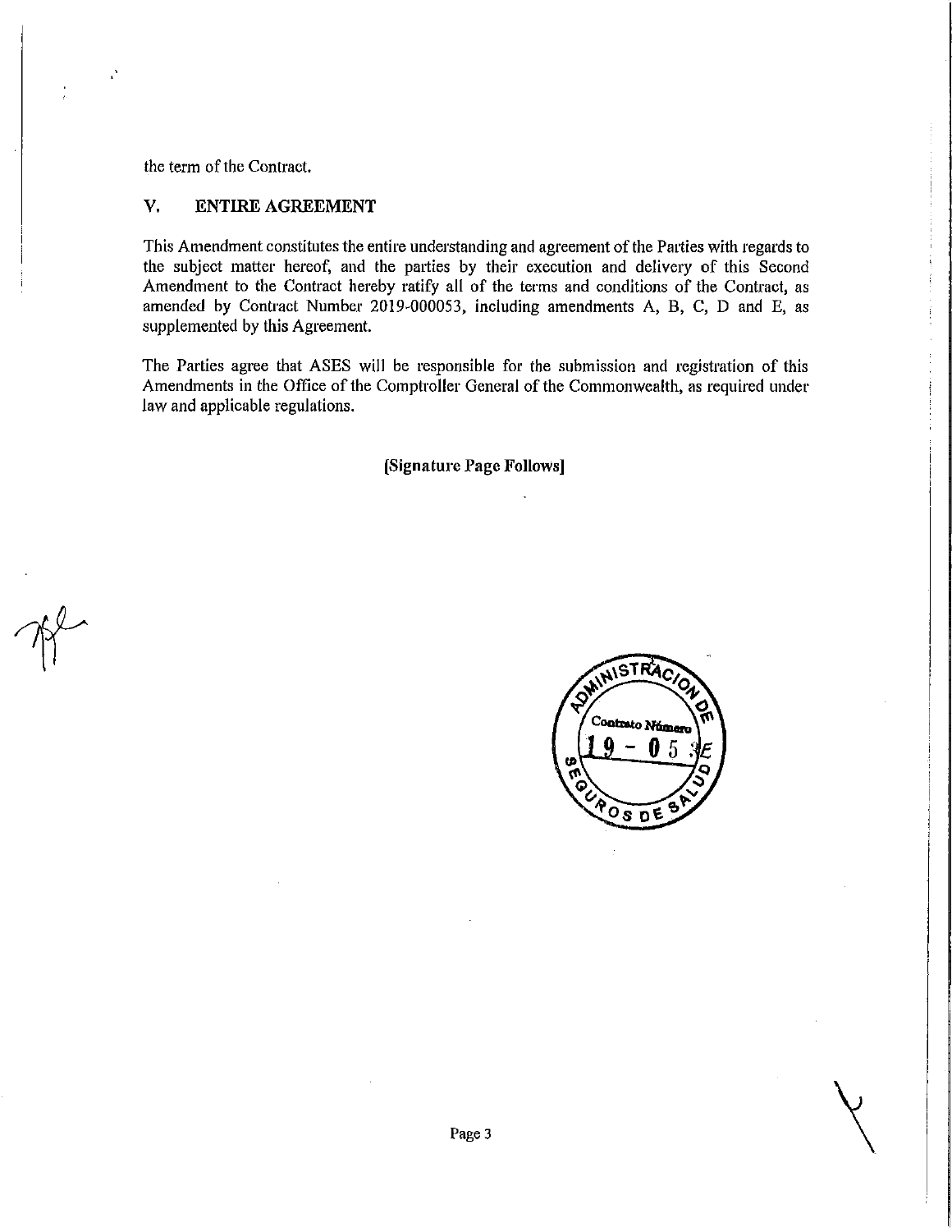the term of the Contract.

## V. ENTIRE AGREEMENT

This Amendment constitutes the entire understanding and agreement of the Parties with regards to the subject matter hereof, and the parties by their execution and delivery of this Second Amendment to the Contract hereby ratify all of the terms and conditions of the Contract, as amended by Contract Number 2019-000053, including amendments A, B, C, D and E, as supplemented by this Agreement.

The Parties agree that ASES will be responsible for the submission and registration of this Amendments in the Office of the Comptroller General of the Commonwealth, as required under law and applicable regulations.

**[Signature Page Follows]**

ADMINISTRACION DE SEGUROS DE SALUD
Contrato Número
19 - 053E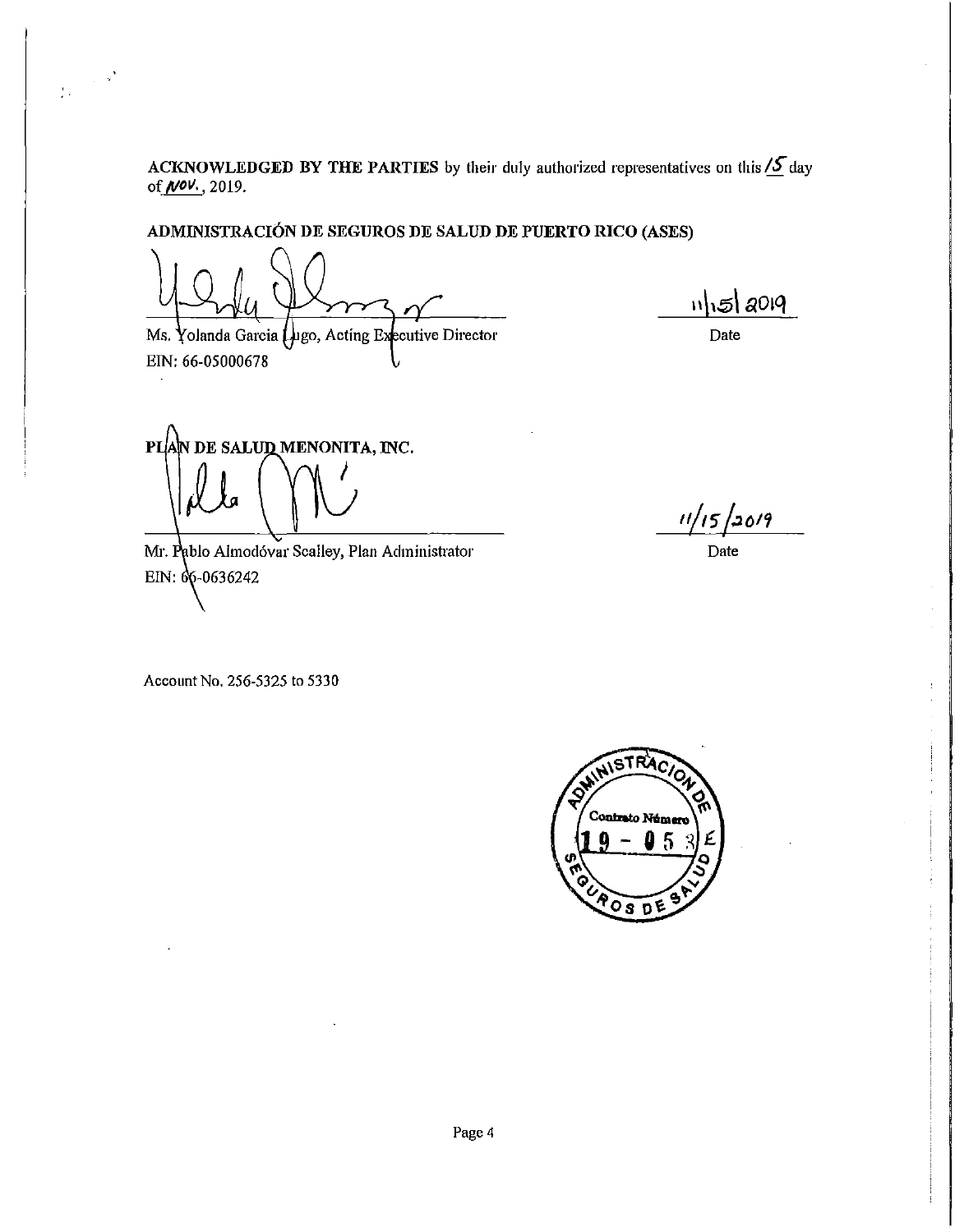**ACKNOWLEDGED BY THE PARTIES** by their duly authorized representatives on this 15 day of NOV., 2019.

**ADMINISTRACIÓN DE SEGUROS DE SALUD DE PUERTO RICO (ASES)**

Ms. Yolanda Garcia Lugo, Acting Executive Director
EIN: 66-05000678

11/15/2019
Date

**PLAN DE SALUD MENONITA, INC.**

Mr. Pablo Almodóvar Scalley, Plan Administrator
EIN: 66-0636242

11/15/2019
Date

Account No. 256-5325 to 5330

ADMINISTRACIÓN DE SEGUROS DE SALUD
Contrato Número
19 - 053E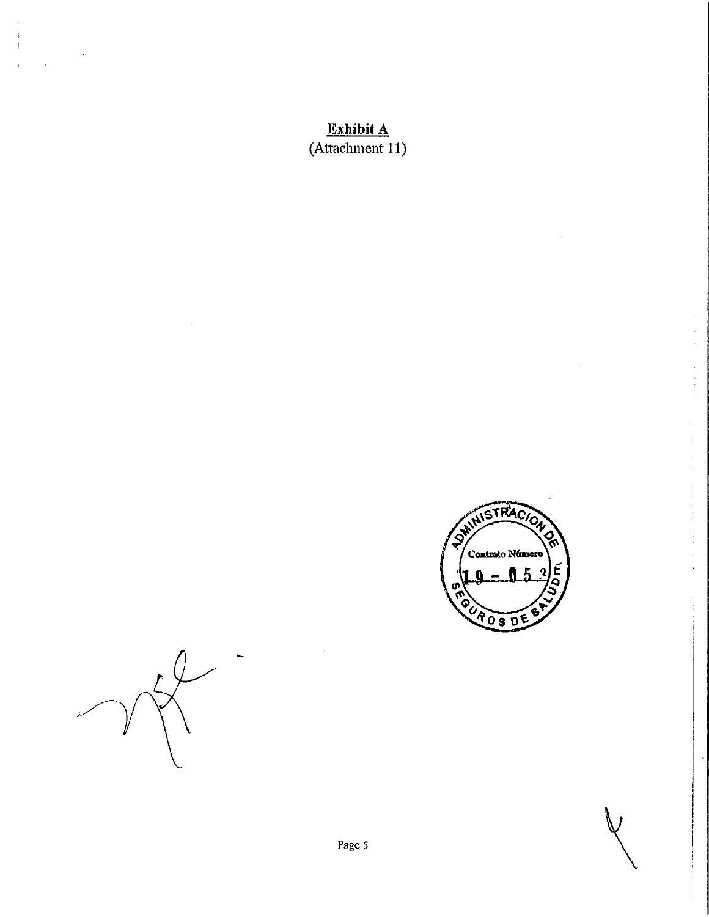**Exhibit A**
(Attachment 11)

ADMINISTRACION DE SEGUROS DE SALUD
Contrato Número
19 - 052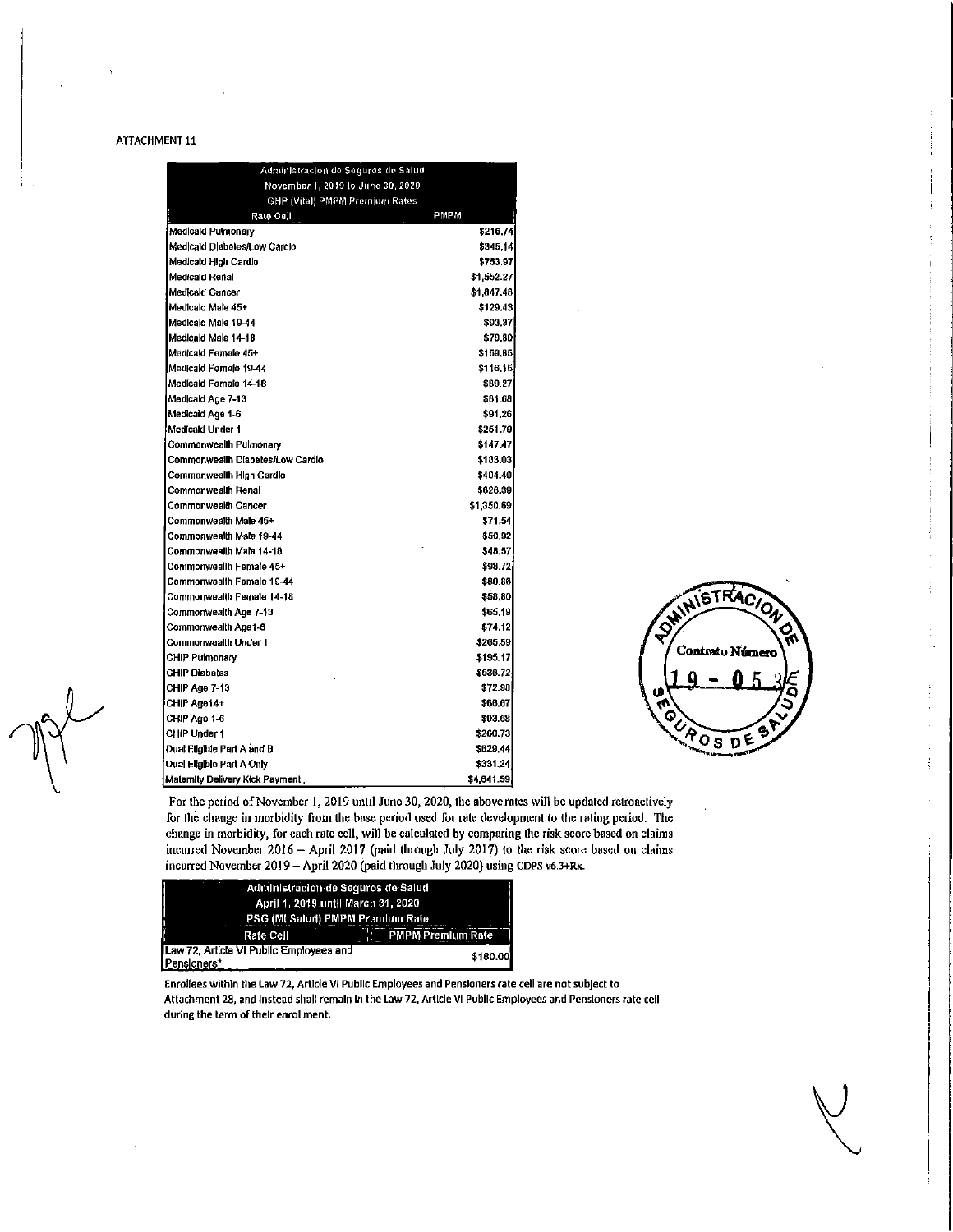ATTACHMENT 11

| Administracion de Seguros de Salud<br>November 1, 2019 to June 30, 2020<br>GHP (Vital) PMPM Premium Rates | |
|---|---|
| Rate Cell | PMPM |
| Medicaid Pulmonary | $216.74 |
| Medicaid Diabetes/Low Cardio | $345.14 |
| Medicaid High Cardio | $753.97 |
| Medicaid Renal | $1,552.27 |
| Medicaid Cancer | $1,847.48 |
| Medicaid Male 45+ | $129.43 |
| Medicaid Male 19-44 | $93.37 |
| Medicaid Male 14-18 | $79.80 |
| Medicaid Female 45+ | $169.85 |
| Medicaid Female 19-44 | $116.15 |
| Medicaid Female 14-18 | $89.27 |
| Medicaid Age 7-13 | $81.68 |
| Medicaid Age 1-6 | $91.26 |
| Medicaid Under 1 | $251.79 |
| Commonwealth Pulmonary | $147.47 |
| Commonwealth Diabetes/Low Cardio | $183.03 |
| Commonwealth High Cardio | $404.40 |
| Commonwealth Renal | $626.39 |
| Commonwealth Cancer | $1,350.69 |
| Commonwealth Male 45+ | $71.54 |
| Commonwealth Male 19-44 | $50.92 |
| Commonwealth Male 14-18 | $48.57 |
| Commonwealth Female 45+ | $98.72 |
| Commonwealth Female 19-44 | $80.86 |
| Commonwealth Female 14-18 | $58.80 |
| Commonwealth Age 7-13 | $65.19 |
| Commonwealth Age1-6 | $74.12 |
| Commonwealth Under 1 | $265.59 |
| CHIP Pulmonary | $195.17 |
| CHIP Diabetes | $536.72 |
| CHIP Age 7-13 | $72.98 |
| CHIP Age14+ | $68.67 |
| CHIP Age 1-6 | $93.68 |
| CHIP Under 1 | $260.73 |
| Dual Eligible Part A and B | $829.44 |
| Dual Eligible Part A Only | $331.24 |
| Maternity Delivery Kick Payment | $4,641.59 |

For the period of November 1, 2019 until June 30, 2020, the above rates will be updated retroactively for the change in morbidity from the base period used for rate development to the rating period. The change in morbidity, for each rate cell, will be calculated by comparing the risk score based on claims incurred November 2016 – April 2017 (paid through July 2017) to the risk score based on claims incurred November 2019 – April 2020 (paid through July 2020) using CDPS v6.3+Rx.

| Administracion de Seguros de Salud<br>April 1, 2019 until March 31, 2020<br>PSG (MI Salud) PMPM Premium Rate | |
|---|---|
| Rate Cell | PMPM Premium Rate |
| Law 72, Article VI Public Employees and Pensioners* | $180.00 |

Enrollees within the Law 72, Article VI Public Employees and Pensioners rate cell are not subject to Attachment 28, and instead shall remain in the Law 72, Article VI Public Employees and Pensioners rate cell during the term of their enrollment.

ADMINISTRACION DE SEGUROS DE SALUD
Contrato Número
19 - 053F